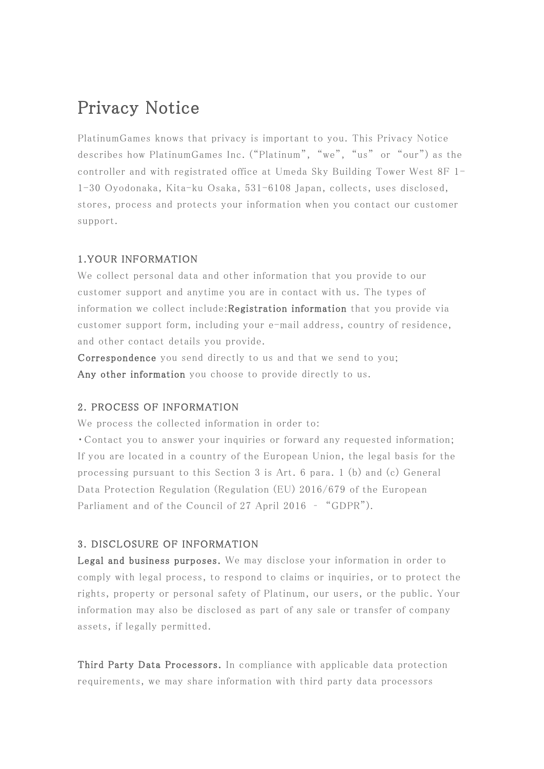# Privacy Notice

PlatinumGames knows that privacy is important to you. This Privacy Notice describes how PlatinumGames Inc. (“Platinum”, “we”, “us” or “our”) as the controller and with registrated office at Umeda Sky Building Tower West 8F 1-1-30 Oyodonaka, Kita-ku Osaka, 531-6108 Japan, collects, uses disclosed, stores, process and protects your information when you contact our customer support.

## 1.YOUR INFORMATION

We collect personal data and other information that you provide to our customer support and anytime you are in contact with us. The types of information we collect include:**Registration information** that you provide via customer support form, including your e-mail address, country of residence, and other contact details you provide.

**Correspondence** you send directly to us and that we send to you;

**Any other information** you choose to provide directly to us.

## 2. PROCESS OF INFORMATION

We process the collected information in order to:

・Contact you to answer your inquiries or forward any requested information; If you are located in a country of the European Union, the legal basis for the processing pursuant to this Section 3 is Art. 6 para. 1 (b) and (c) General Data Protection Regulation (Regulation (EU) 2016/679 of the European Parliament and of the Council of 27 April 2016 – “GDPR”).

## 3. DISCLOSURE OF INFORMATION

**Legal and business purposes.** We may disclose your information in order to comply with legal process, to respond to claims or inquiries, or to protect the rights, property or personal safety of Platinum, our users, or the public. Your information may also be disclosed as part of any sale or transfer of company assets, if legally permitted.

**Third Party Data Processors.** In compliance with applicable data protection requirements, we may share information with third party data processors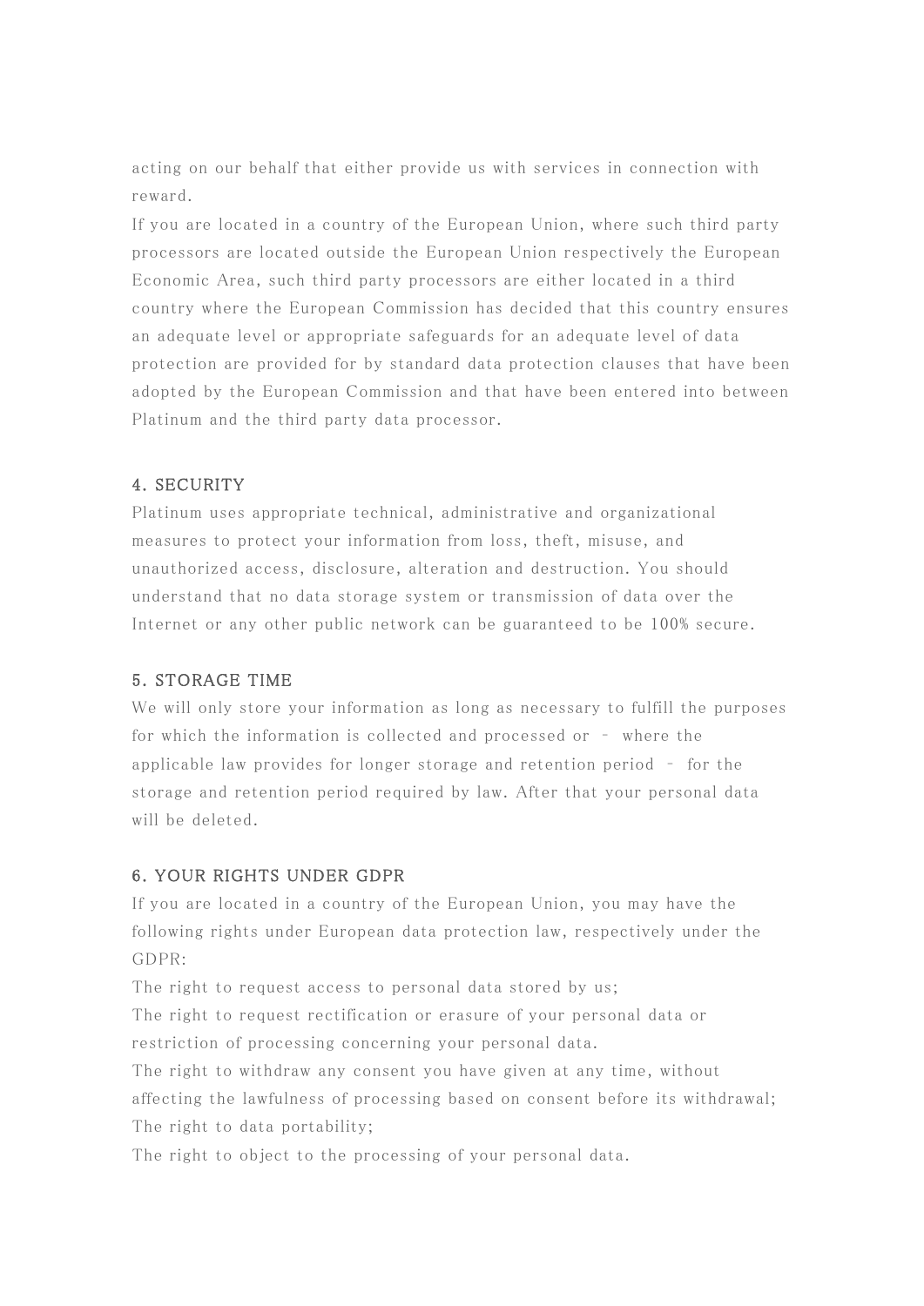acting on our behalf that either provide us with services in connection with reward.

If you are located in a country of the European Union, where such third party processors are located outside the European Union respectively the European Economic Area, such third party processors are either located in a third country where the European Commission has decided that this country ensures an adequate level or appropriate safeguards for an adequate level of data protection are provided for by standard data protection clauses that have been adopted by the European Commission and that have been entered into between Platinum and the third party data processor.

## 4. SECURITY

Platinum uses appropriate technical, administrative and organizational measures to protect your information from loss, theft, misuse, and unauthorized access, disclosure, alteration and destruction. You should understand that no data storage system or transmission of data over the Internet or any other public network can be guaranteed to be 100% secure.

## 5. STORAGE TIME

We will only store your information as long as necessary to fulfill the purposes for which the information is collected and processed or – where the applicable law provides for longer storage and retention period – for the storage and retention period required by law. After that your personal data will be deleted.

## 6. YOUR RIGHTS UNDER GDPR

If you are located in a country of the European Union, you may have the following rights under European data protection law, respectively under the GDPR:

The right to request access to personal data stored by us;

The right to request rectification or erasure of your personal data or restriction of processing concerning your personal data.

The right to withdraw any consent you have given at any time, without affecting the lawfulness of processing based on consent before its withdrawal;

The right to data portability;

The right to object to the processing of your personal data.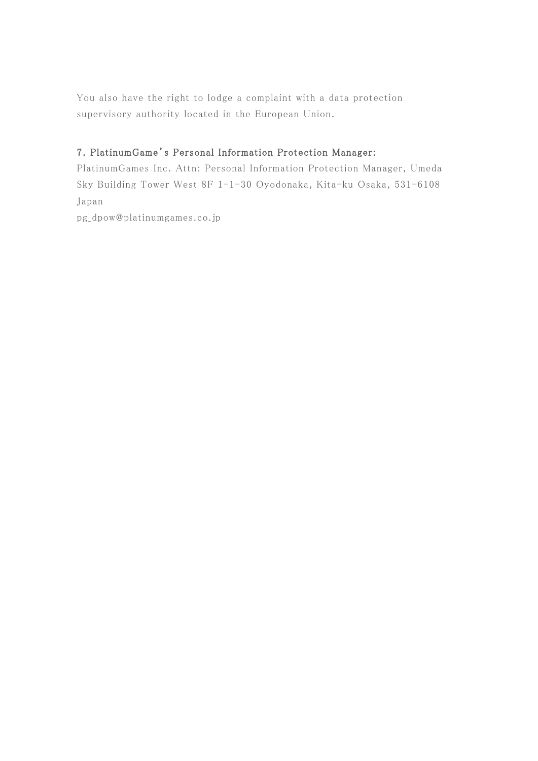You also have the right to lodge a complaint with a data protection supervisory authority located in the European Union.

## 7. PlatinumGame's Personal Information Protection Manager:

PlatinumGames Inc. Attn: Personal Information Protection Manager, Umeda Sky Building Tower West 8F 1-1-30 Oyodonaka, Kita-ku Osaka, 531-6108 Japan

pg_dpow@platinumgames.co.jp